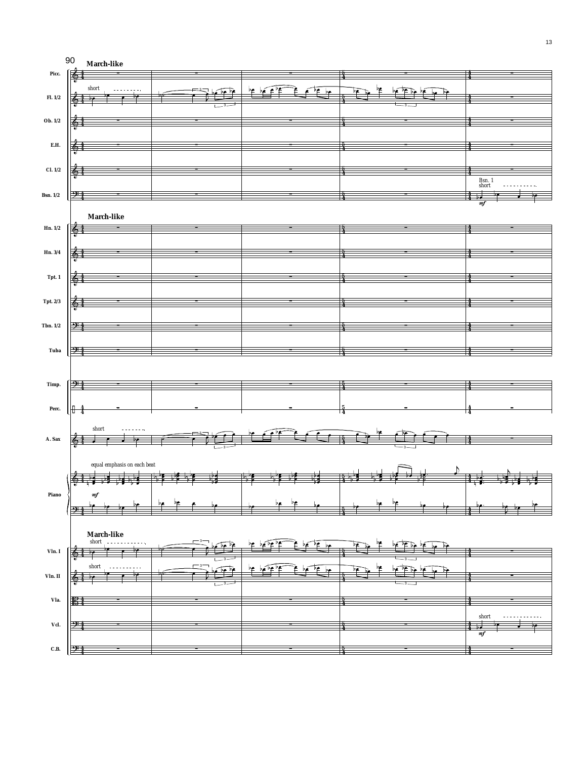90

**March-like**

Picc.
Fl. 1/2 — short
Ob. 1/2
E.H.
Cl. 1/2
Bsn. 1/2 — Bsn. 1 short *mf*

**March-like**

Hn. 1/2
Hn. 3/4
Tpt. 1
Tpt. 2/3
Tbn. 1/2
Tuba

Timp.
Perc.

A. Sax — short

Piano — equal emphasis on each beat *mf*

**March-like**

Vln. I — short
Vln. II — short
Vla.
Vcl. — short *mf*
C.B.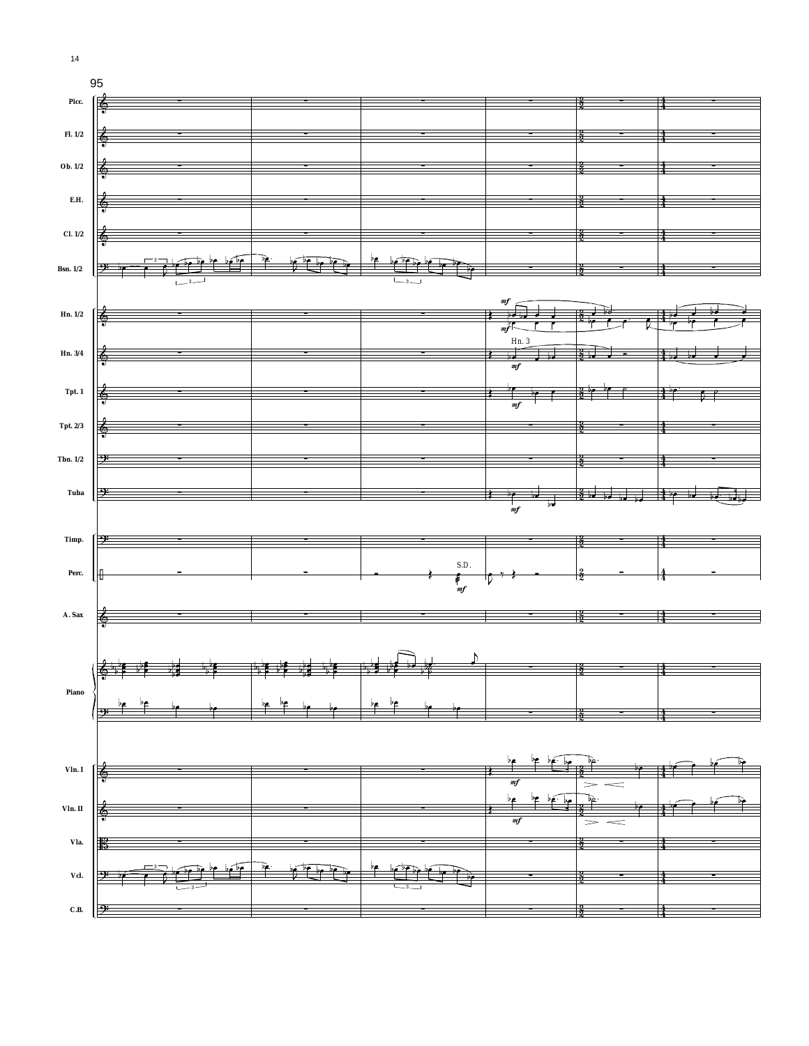95

Picc.

Fl. 1/2

Ob. 1/2

E.H.

Cl. 1/2

Bsn. 1/2

Hn. 1/2

*mf*

*mf*

Hn. 3/4

Hn. 3

*mf*

Tpt. 1

*mf*

Tpt. 2/3

Tbn. 1/2

Tuba

*mf*

Timp.

Perc.

S.D.

*mf*

A. Sax

Piano

Vln. I

*mf*

Vln. II

*mf*

Vla.

Vcl.

C.B.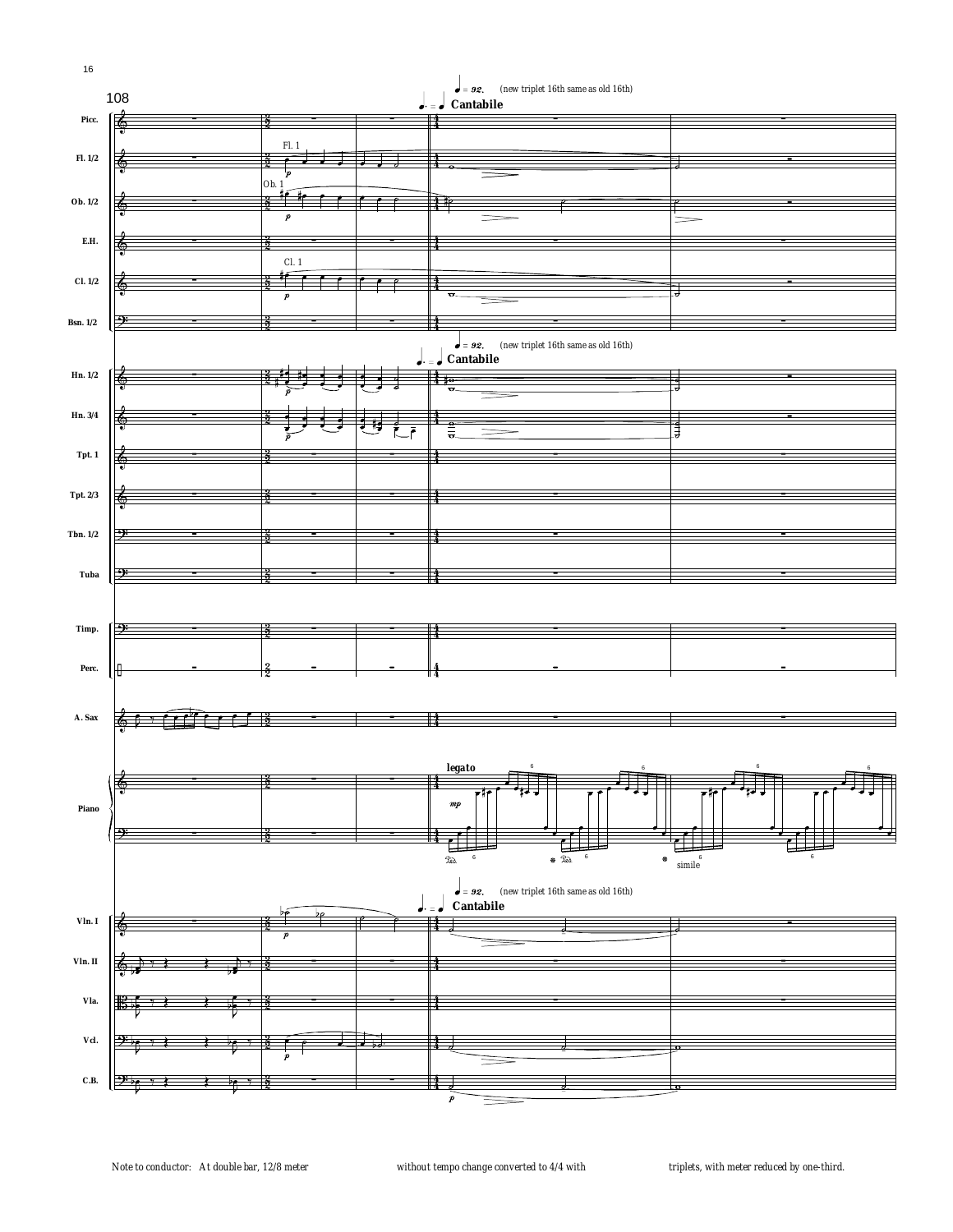Note to conductor: At double bar, 12/8 meter without tempo change converted to 4/4 with triplets, with meter reduced by one-third.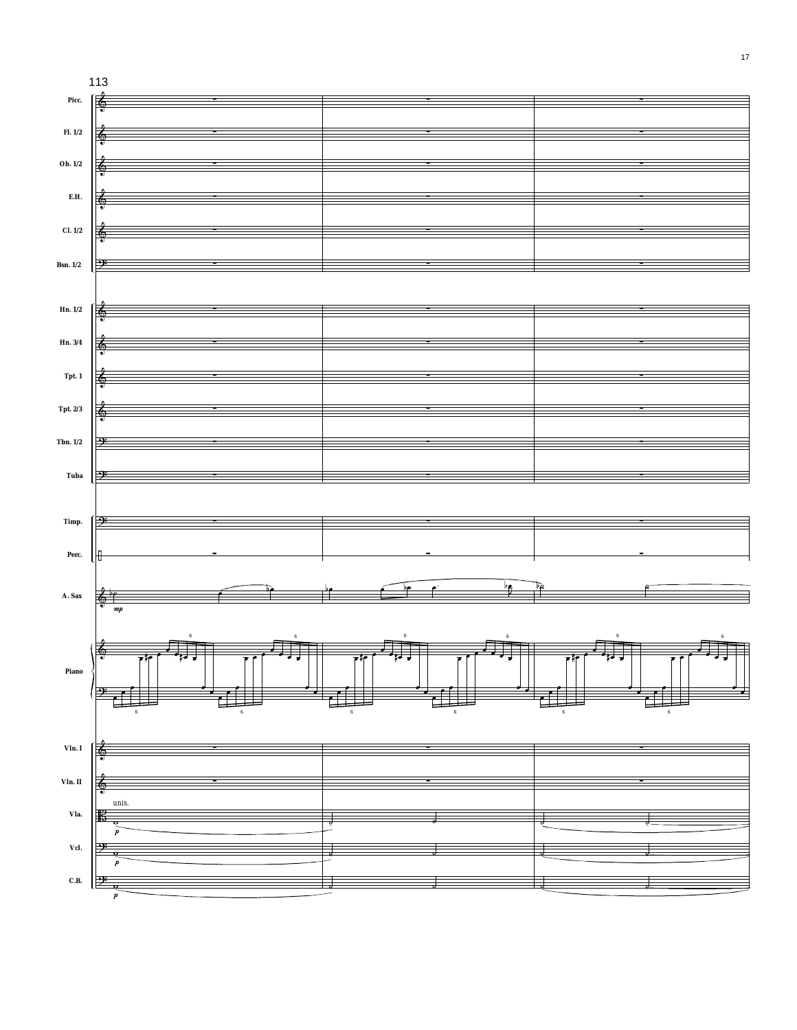113

Picc.

Fl. 1/2

Ob. 1/2

E.H.

Cl. 1/2

Bsn. 1/2

Hn. 1/2

Hn. 3/4

Tpt. 1

Tpt. 2/3

Tbn. 1/2

Tuba

Timp.

Perc.

A. Sax

*mp*

Piano

Vln. I

Vln. II

unis.

Vla.

*p*

Vcl.

*p*

C.B.

*p*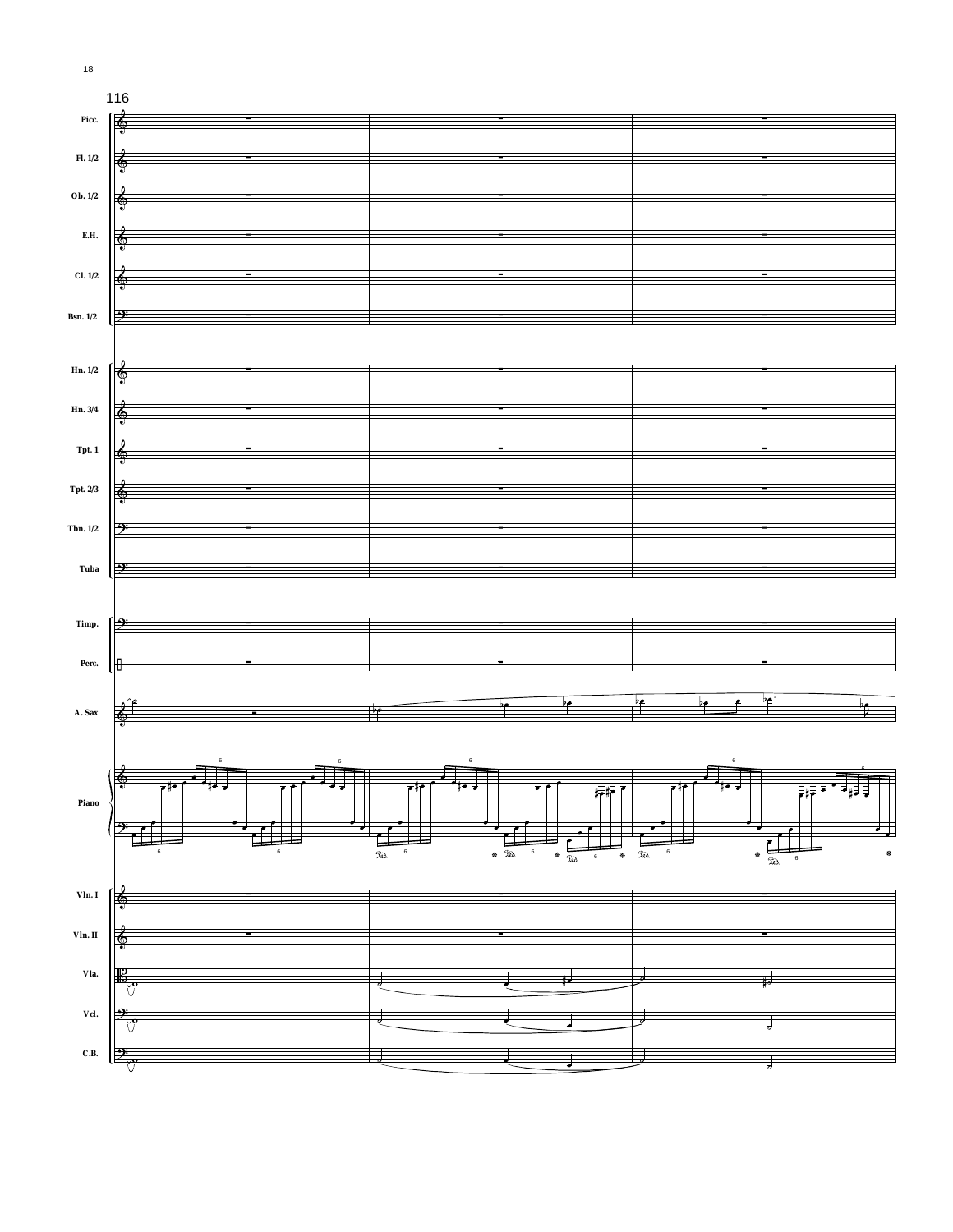116

Picc.

Fl. 1/2

Ob. 1/2

E.H.

Cl. 1/2

Bsn. 1/2

Hn. 1/2

Hn. 3/4

Tpt. 1

Tpt. 2/3

Tbn. 1/2

Tuba

Timp.

Perc.

A. Sax

Piano

Vln. I

Vln. II

Vla.

Vcl.

C.B.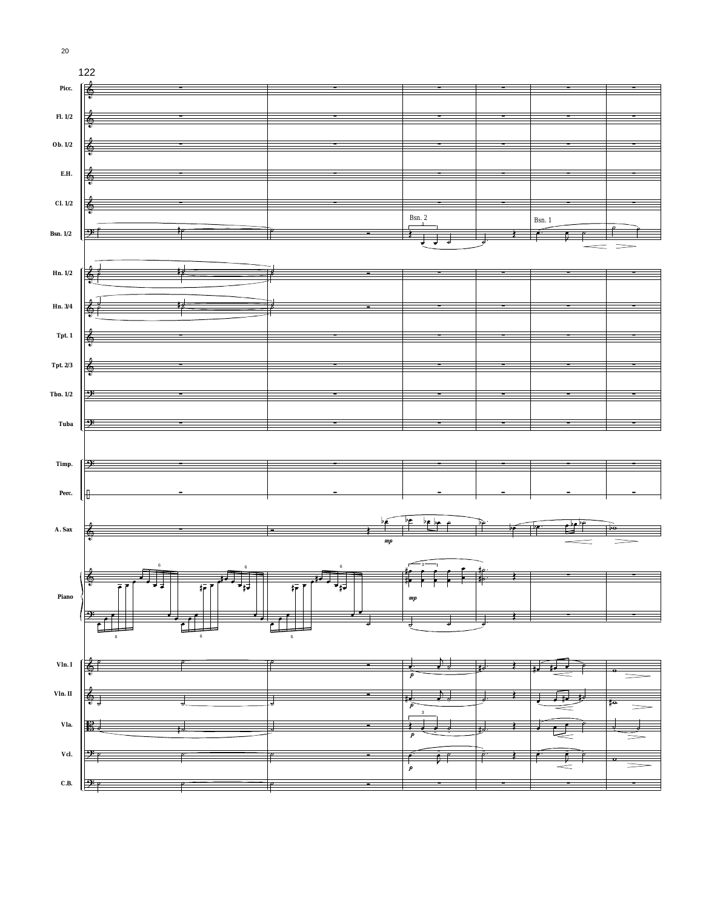122

Picc.

Fl. 1/2

Ob. 1/2

E.H.

Cl. 1/2

Bsn. 1/2 — Bsn. 2, Bsn. 1

Hn. 1/2

Hn. 3/4

Tpt. 1

Tpt. 2/3

Tbn. 1/2

Tuba

Timp.

Perc.

A. Sax — *mp*

Piano — *mp*

Vln. I — *p*

Vln. II — *p*

Vla. — *p*

Vcl. — *p*

C.B.